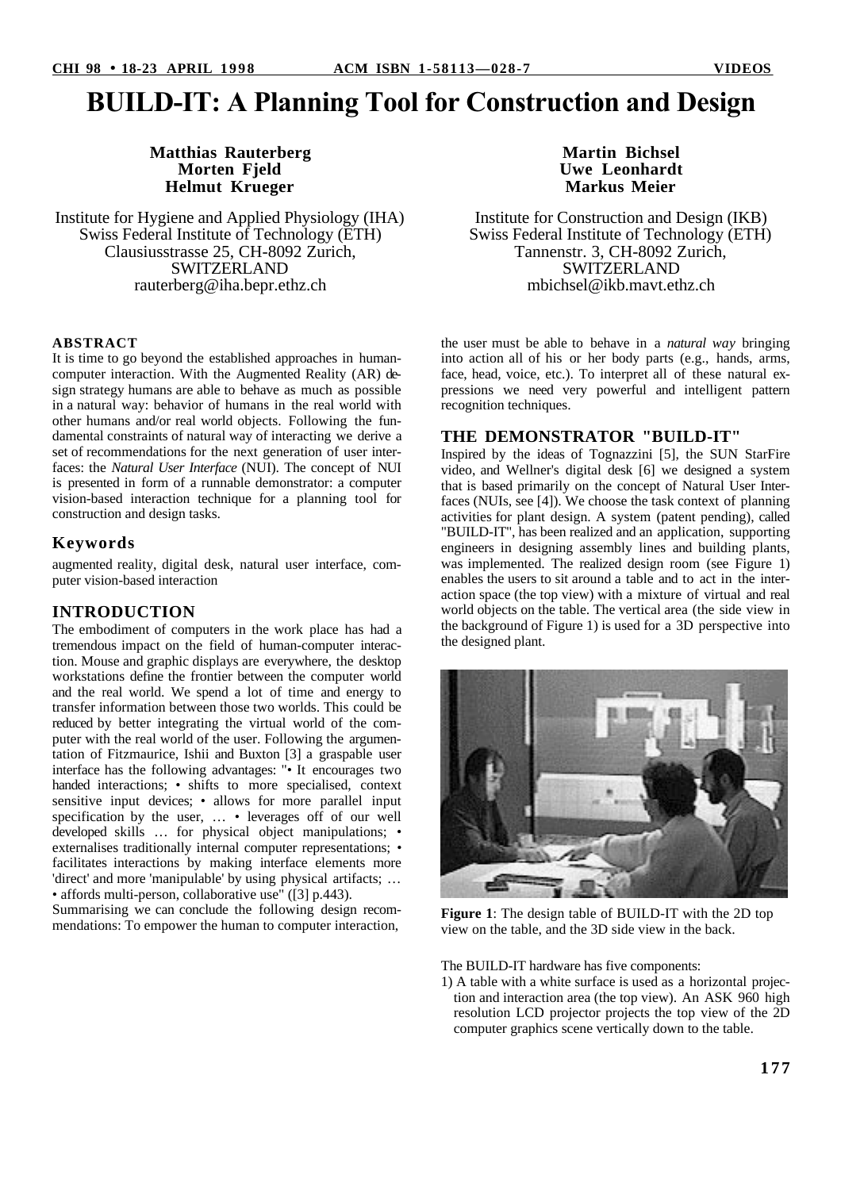# BUILD-IT: A Planning Tool for Construction and Design

**Matthias Rauterberg**
**Morten Fjeld**
**Helmut Krueger**

Institute for Hygiene and Applied Physiology (IHA)
Swiss Federal Institute of Technology (ETH)
Clausiusstrasse 25, CH-8092 Zurich,
SWITZERLAND
rauterberg@iha.bepr.ethz.ch

**Martin Bichsel**
**Uwe Leonhardt**
**Markus Meier**

Institute for Construction and Design (IKB)
Swiss Federal Institute of Technology (ETH)
Tannenstr. 3, CH-8092 Zurich,
SWITZERLAND
mbichsel@ikb.mavt.ethz.ch

## ABSTRACT

It is time to go beyond the established approaches in human-computer interaction. With the Augmented Reality (AR) design strategy humans are able to behave as much as possible in a natural way: behavior of humans in the real world with other humans and/or real world objects. Following the fundamental constraints of natural way of interacting we derive a set of recommendations for the next generation of user interfaces: the *Natural User Interface* (NUI). The concept of NUI is presented in form of a runnable demonstrator: a computer vision-based interaction technique for a planning tool for construction and design tasks.

## Keywords

augmented reality, digital desk, natural user interface, computer vision-based interaction

## INTRODUCTION

The embodiment of computers in the work place has had a tremendous impact on the field of human-computer interaction. Mouse and graphic displays are everywhere, the desktop workstations define the frontier between the computer world and the real world. We spend a lot of time and energy to transfer information between those two worlds. This could be reduced by better integrating the virtual world of the computer with the real world of the user. Following the argumentation of Fitzmaurice, Ishii and Buxton [3] a graspable user interface has the following advantages: "• It encourages two handed interactions; • shifts to more specialised, context sensitive input devices; • allows for more parallel input specification by the user, … • leverages off of our well developed skills … for physical object manipulations; • externalises traditionally internal computer representations; • facilitates interactions by making interface elements more 'direct' and more 'manipulable' by using physical artifacts; … • affords multi-person, collaborative use" ([3] p.443).

Summarising we can conclude the following design recommendations: To empower the human to computer interaction, the user must be able to behave in a *natural way* bringing into action all of his or her body parts (e.g., hands, arms, face, head, voice, etc.). To interpret all of these natural expressions we need very powerful and intelligent pattern recognition techniques.

## THE DEMONSTRATOR "BUILD-IT"

Inspired by the ideas of Tognazzini [5], the SUN StarFire video, and Wellner's digital desk [6] we designed a system that is based primarily on the concept of Natural User Interfaces (NUIs, see [4]). We choose the task context of planning activities for plant design. A system (patent pending), called "BUILD-IT", has been realized and an application, supporting engineers in designing assembly lines and building plants, was implemented. The realized design room (see Figure 1) enables the users to sit around a table and to act in the interaction space (the top view) with a mixture of virtual and real world objects on the table. The vertical area (the side view in the background of Figure 1) is used for a 3D perspective into the designed plant.

**Figure 1**: The design table of BUILD-IT with the 2D top view on the table, and the 3D side view in the back.

The BUILD-IT hardware has five components:

1) A table with a white surface is used as a horizontal projection and interaction area (the top view). An ASK 960 high resolution LCD projector projects the top view of the 2D computer graphics scene vertically down to the table.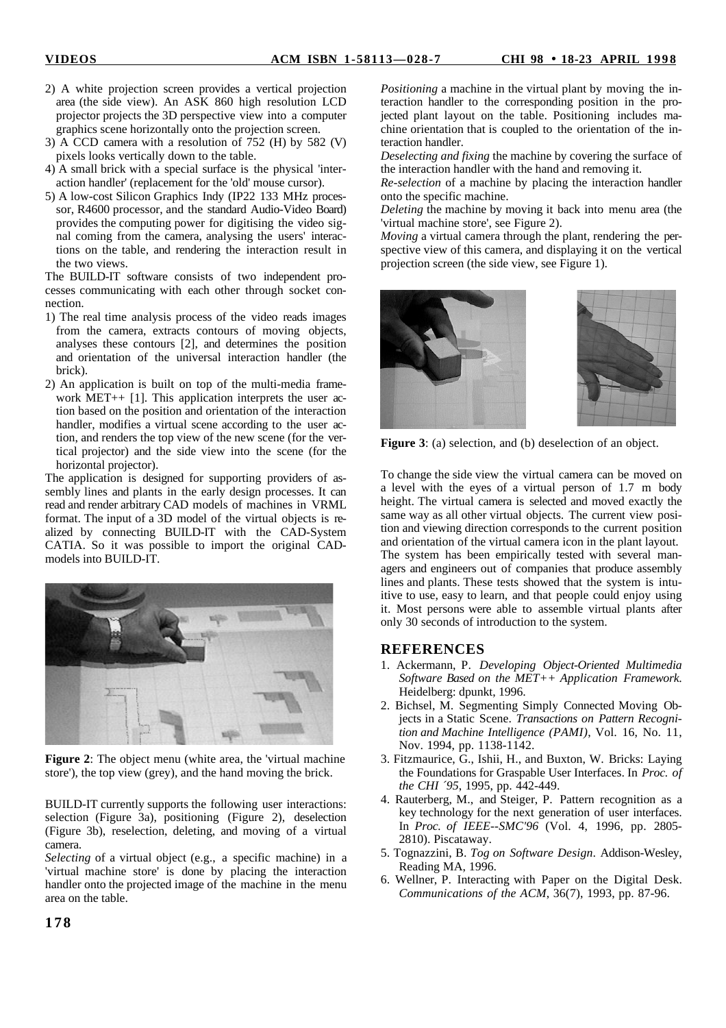2) A white projection screen provides a vertical projection area (the side view). An ASK 860 high resolution LCD projector projects the 3D perspective view into a computer graphics scene horizontally onto the projection screen.
3) A CCD camera with a resolution of 752 (H) by 582 (V) pixels looks vertically down to the table.
4) A small brick with a special surface is the physical 'interaction handler' (replacement for the 'old' mouse cursor).
5) A low-cost Silicon Graphics Indy (IP22 133 MHz processor, R4600 processor, and the standard Audio-Video Board) provides the computing power for digitising the video signal coming from the camera, analysing the users' interactions on the table, and rendering the interaction result in the two views.

The BUILD-IT software consists of two independent processes communicating with each other through socket connection.

1) The real time analysis process of the video reads images from the camera, extracts contours of moving objects, analyses these contours [2], and determines the position and orientation of the universal interaction handler (the brick).
2) An application is built on top of the multi-media framework MET++ [1]. This application interprets the user action based on the position and orientation of the interaction handler, modifies a virtual scene according to the user action, and renders the top view of the new scene (for the vertical projector) and the side view into the scene (for the horizontal projector).

The application is designed for supporting providers of assembly lines and plants in the early design processes. It can read and render arbitrary CAD models of machines in VRML format. The input of a 3D model of the virtual objects is realized by connecting BUILD-IT with the CAD-System CATIA. So it was possible to import the original CAD-models into BUILD-IT.

**Figure 2**: The object menu (white area, the 'virtual machine store'), the top view (grey), and the hand moving the brick.

BUILD-IT currently supports the following user interactions: selection (Figure 3a), positioning (Figure 2), deselection (Figure 3b), reselection, deleting, and moving of a virtual camera.

*Selecting* of a virtual object (e.g., a specific machine) in a 'virtual machine store' is done by placing the interaction handler onto the projected image of the machine in the menu area on the table.

*Positioning* a machine in the virtual plant by moving the interaction handler to the corresponding position in the projected plant layout on the table. Positioning includes machine orientation that is coupled to the orientation of the interaction handler.

*Deselecting and fixing* the machine by covering the surface of the interaction handler with the hand and removing it.

*Re-selection* of a machine by placing the interaction handler onto the specific machine.

*Deleting* the machine by moving it back into menu area (the 'virtual machine store', see Figure 2).

*Moving* a virtual camera through the plant, rendering the perspective view of this camera, and displaying it on the vertical projection screen (the side view, see Figure 1).

**Figure 3**: (a) selection, and (b) deselection of an object.

To change the side view the virtual camera can be moved on a level with the eyes of a virtual person of 1.7 m body height. The virtual camera is selected and moved exactly the same way as all other virtual objects. The current view position and viewing direction corresponds to the current position and orientation of the virtual camera icon in the plant layout.

The system has been empirically tested with several managers and engineers out of companies that produce assembly lines and plants. These tests showed that the system is intuitive to use, easy to learn, and that people could enjoy using it. Most persons were able to assemble virtual plants after only 30 seconds of introduction to the system.

## REFERENCES

1. Ackermann, P. *Developing Object-Oriented Multimedia Software Based on the MET++ Application Framework.* Heidelberg: dpunkt, 1996.
2. Bichsel, M. Segmenting Simply Connected Moving Objects in a Static Scene. *Transactions on Pattern Recognition and Machine Intelligence (PAMI)*, Vol. 16, No. 11, Nov. 1994, pp. 1138-1142.
3. Fitzmaurice, G., Ishii, H., and Buxton, W. Bricks: Laying the Foundations for Graspable User Interfaces. In *Proc. of the CHI ´95*, 1995, pp. 442-449.
4. Rauterberg, M., and Steiger, P. Pattern recognition as a key technology for the next generation of user interfaces. In *Proc. of IEEE--SMC'96* (Vol. 4, 1996, pp. 2805-2810). Piscataway.
5. Tognazzini, B. *Tog on Software Design*. Addison-Wesley, Reading MA, 1996.
6. Wellner, P. Interacting with Paper on the Digital Desk. *Communications of the ACM*, 36(7), 1993, pp. 87-96.